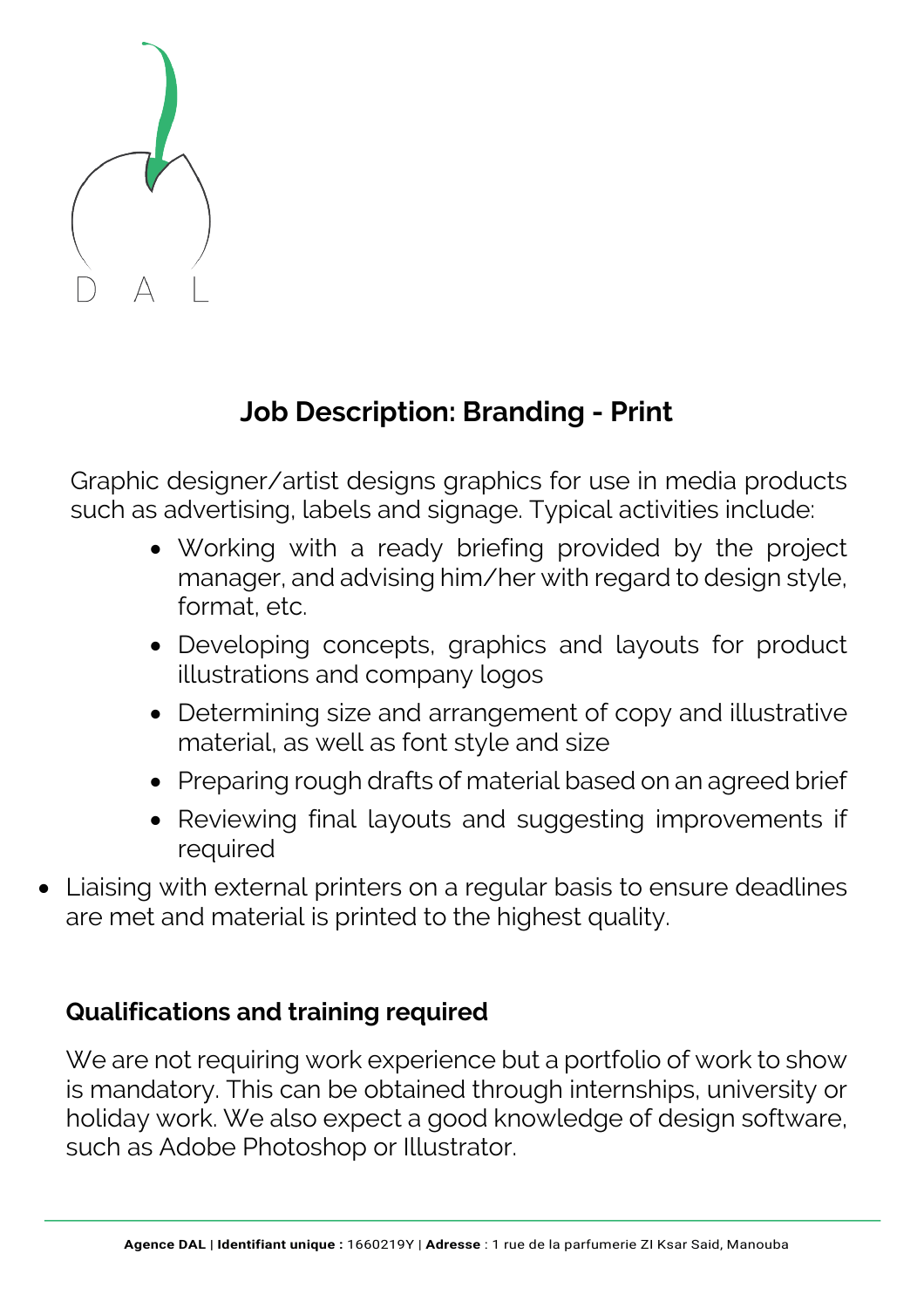D A L

## Job Description: Branding - Print

Graphic designer/artist designs graphics for use in media products such as advertising, labels and signage. Typical activities include:

- Working with a ready briefing provided by the project manager, and advising him/her with regard to design style, format, etc.
- Developing concepts, graphics and layouts for product illustrations and company logos
- Determining size and arrangement of copy and illustrative material, as well as font style and size
- Preparing rough drafts of material based on an agreed brief
- Reviewing final layouts and suggesting improvements if required
- Liaising with external printers on a regular basis to ensure deadlines are met and material is printed to the highest quality.

### Qualifications and training required

We are not requiring work experience but a portfolio of work to show is mandatory. This can be obtained through internships, university or holiday work. We also expect a good knowledge of design software, such as Adobe Photoshop or Illustrator.

**Agence DAL** | **Identifiant unique :** 1660219Y | **Adresse** : 1 rue de la parfumerie ZI Ksar Said, Manouba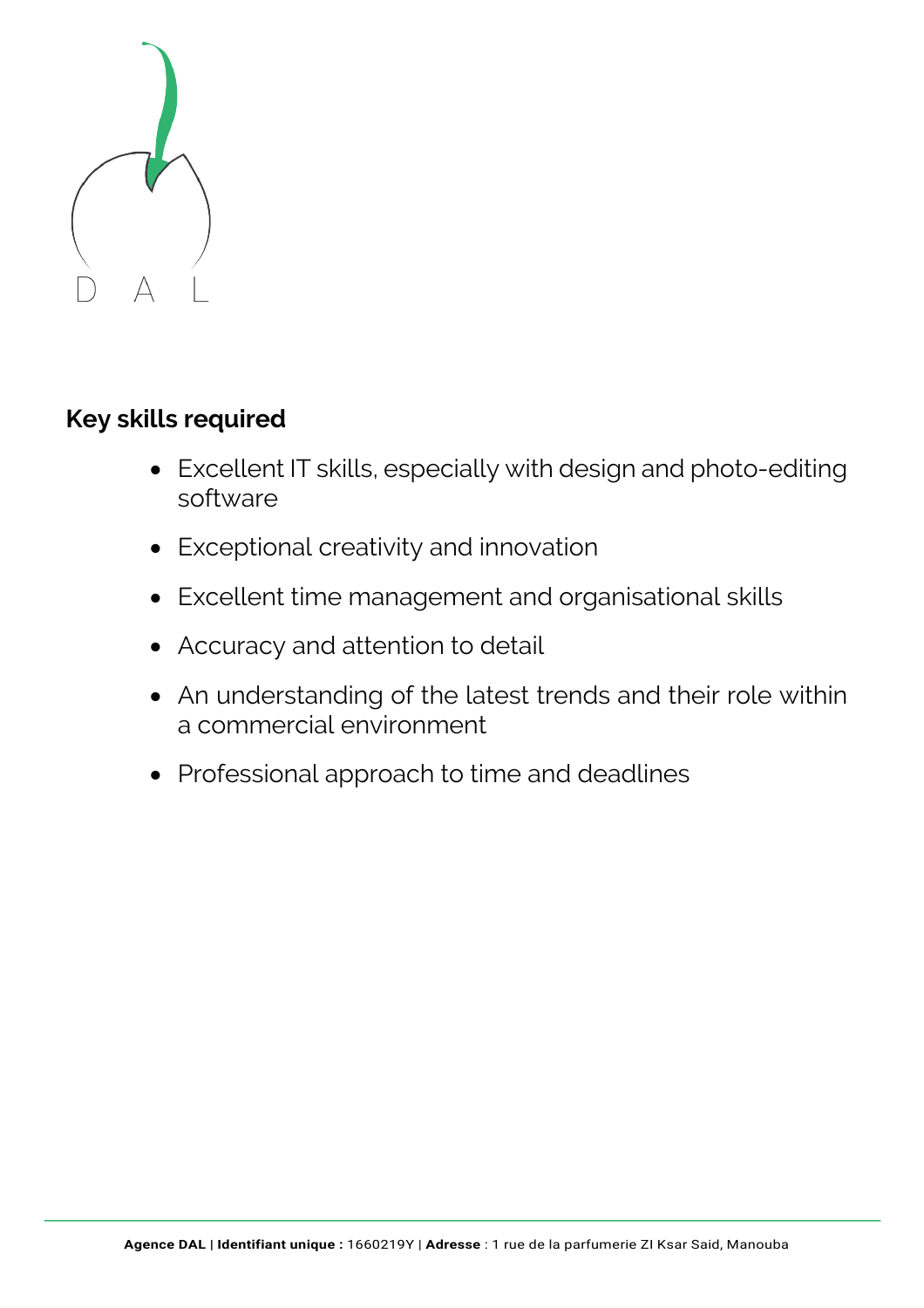## Key skills required

- Excellent IT skills, especially with design and photo-editing software
- Exceptional creativity and innovation
- Excellent time management and organisational skills
- Accuracy and attention to detail
- An understanding of the latest trends and their role within a commercial environment
- Professional approach to time and deadlines